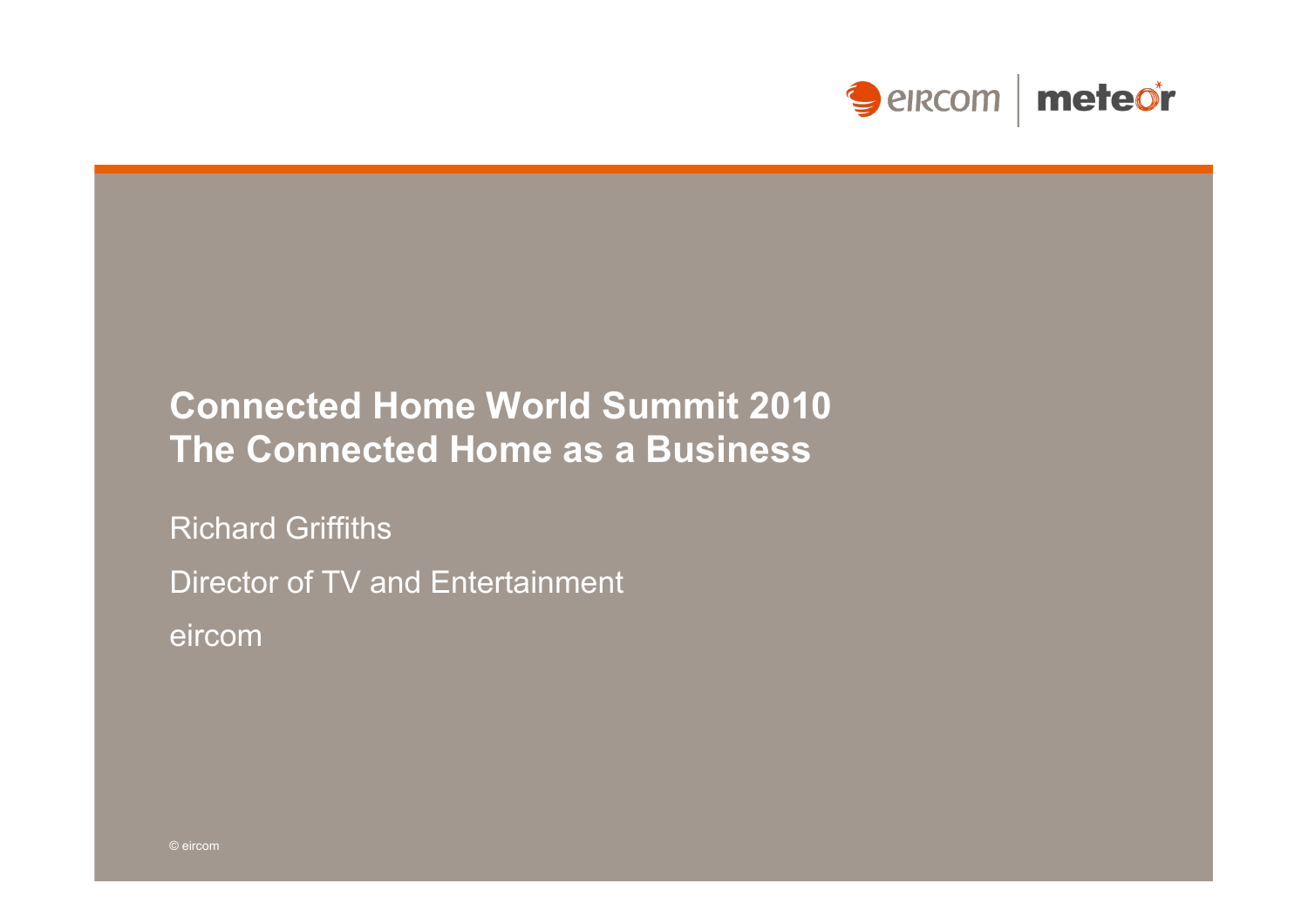# Connected Home World Summit 2010
# The Connected Home as a Business

Richard Griffiths

Director of TV and Entertainment

eircom

© eircom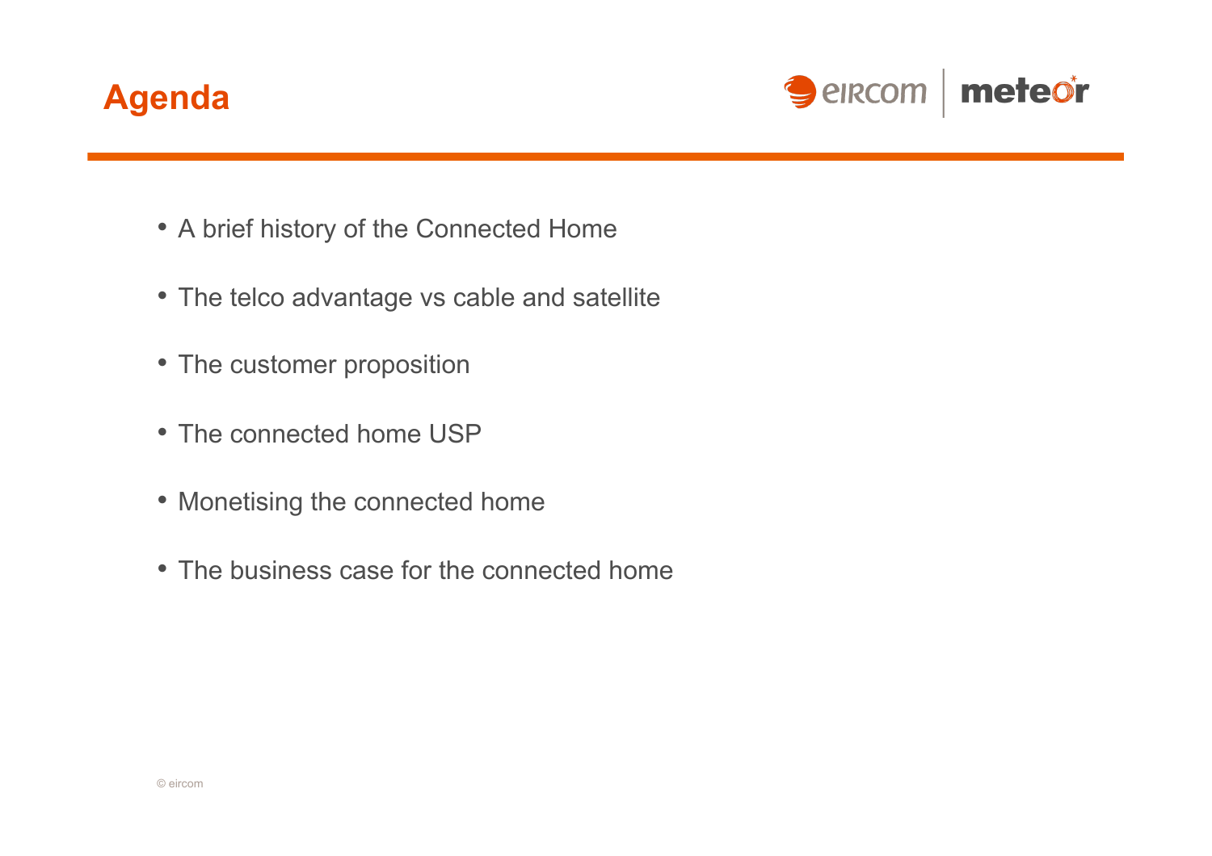# Agenda

- A brief history of the Connected Home
- The telco advantage vs cable and satellite
- The customer proposition
- The connected home USP
- Monetising the connected home
- The business case for the connected home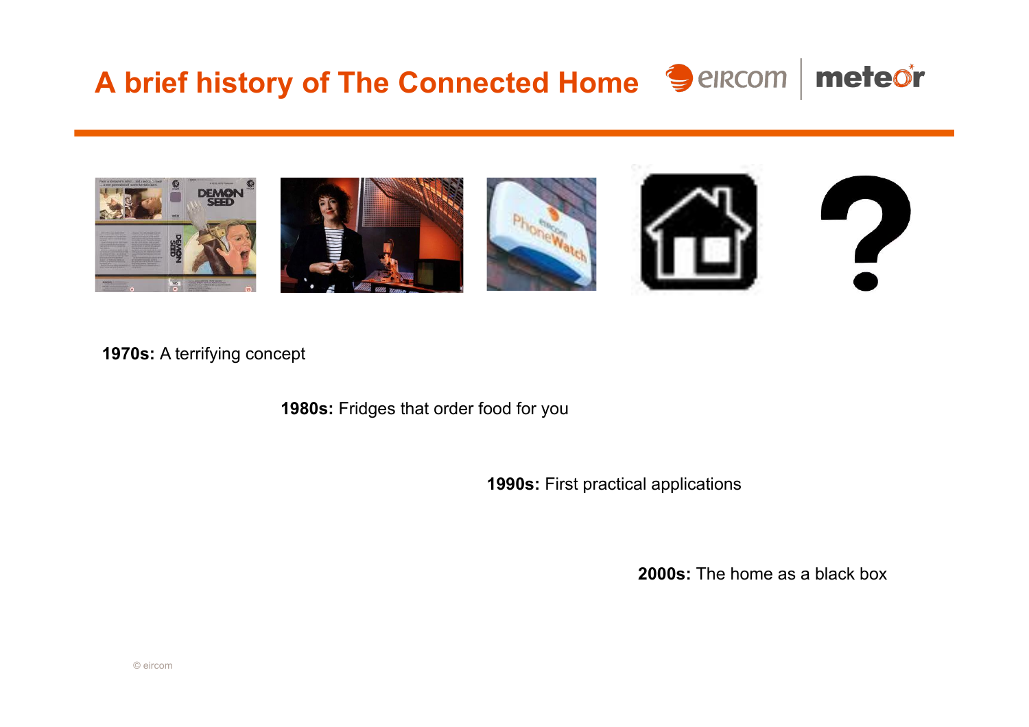# A brief history of The Connected Home

**1970s:** A terrifying concept

**1980s:** Fridges that order food for you

**1990s:** First practical applications

**2000s:** The home as a black box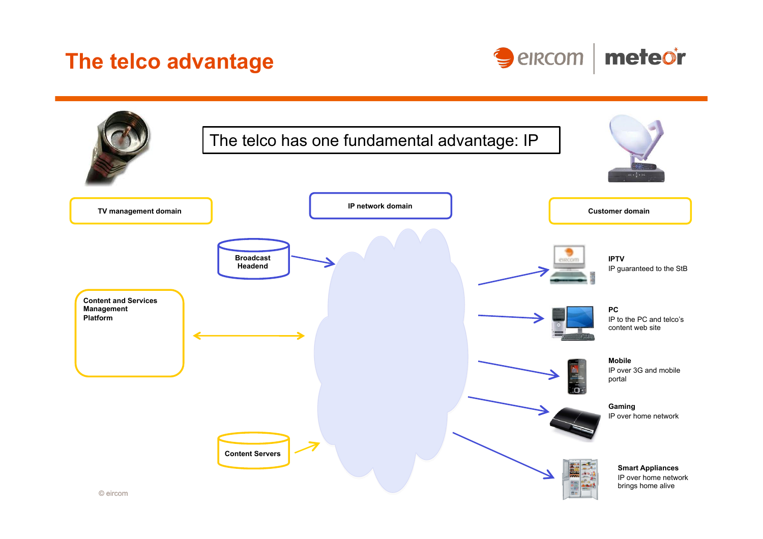# The telco advantage

The telco has one fundamental advantage: IP

**TV management domain**

**IP network domain**

**Customer domain**

**Broadcast Headend**

**Content and Services Management Platform**

**Content Servers**

**IPTV**
IP guaranteed to the StB

**PC**
IP to the PC and telco's content web site

**Mobile**
IP over 3G and mobile portal

**Gaming**
IP over home network

**Smart Appliances**
IP over home network brings home alive

© eircom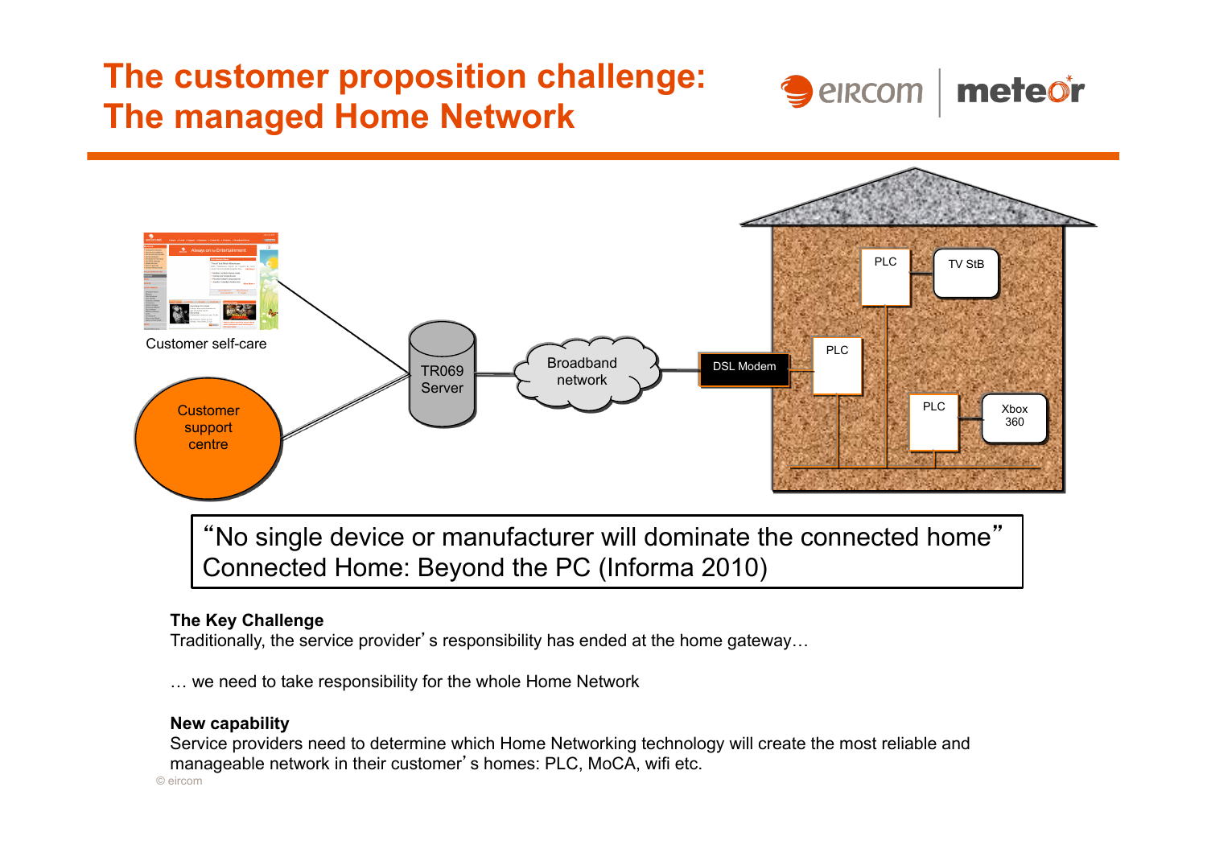# The customer proposition challenge: The managed Home Network

Customer self-care

TR069 Server

Broadband network

DSL Modem

PLC

TV StB

PLC

PLC

Xbox 360

Customer support centre

"No single device or manufacturer will dominate the connected home"
Connected Home: Beyond the PC (Informa 2010)

**The Key Challenge**
Traditionally, the service provider's responsibility has ended at the home gateway…

… we need to take responsibility for the whole Home Network

**New capability**
Service providers need to determine which Home Networking technology will create the most reliable and manageable network in their customer's homes: PLC, MoCA, wifi etc.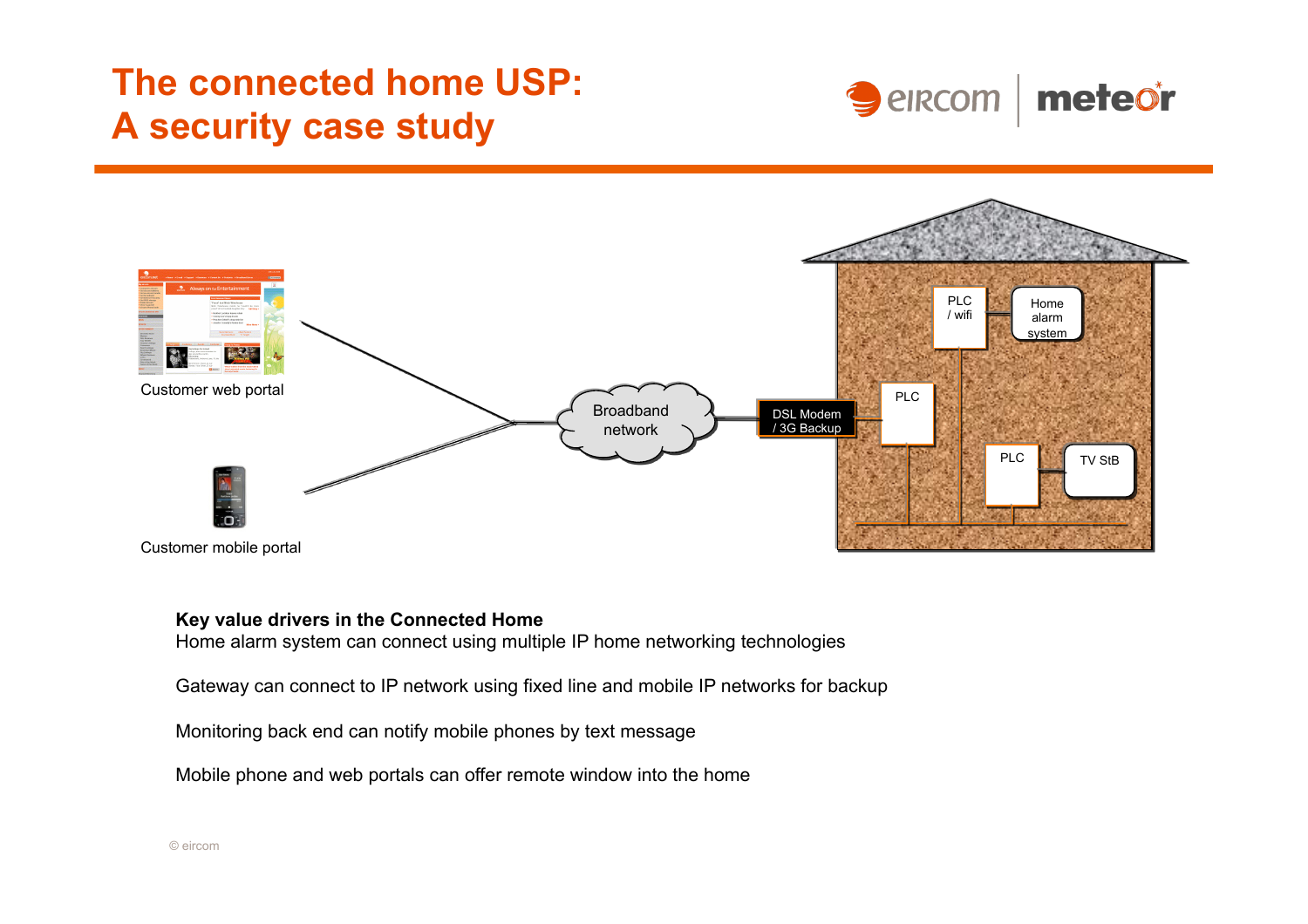# The connected home USP: A security case study

Customer web portal

Customer mobile portal

Broadband network

DSL Modem / 3G Backup

PLC / wifi

Home alarm system

PLC

PLC

TV StB

**Key value drivers in the Connected Home**

Home alarm system can connect using multiple IP home networking technologies

Gateway can connect to IP network using fixed line and mobile IP networks for backup

Monitoring back end can notify mobile phones by text message

Mobile phone and web portals can offer remote window into the home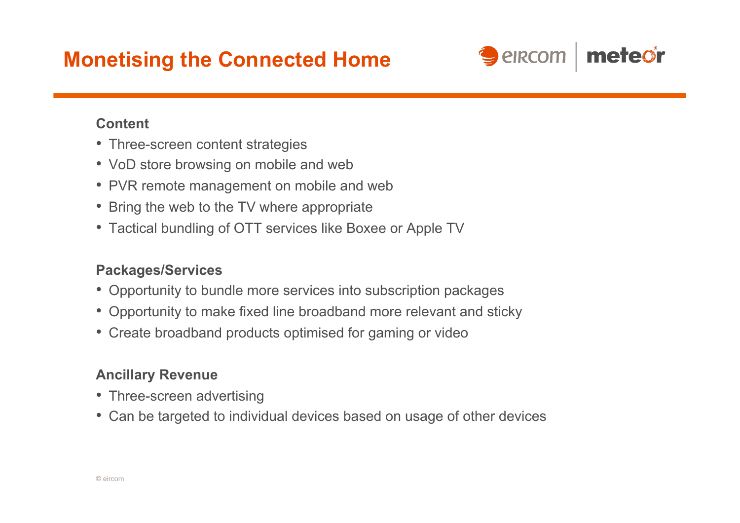# Monetising the Connected Home

**Content**

- Three-screen content strategies
- VoD store browsing on mobile and web
- PVR remote management on mobile and web
- Bring the web to the TV where appropriate
- Tactical bundling of OTT services like Boxee or Apple TV

**Packages/Services**

- Opportunity to bundle more services into subscription packages
- Opportunity to make fixed line broadband more relevant and sticky
- Create broadband products optimised for gaming or video

**Ancillary Revenue**

- Three-screen advertising
- Can be targeted to individual devices based on usage of other devices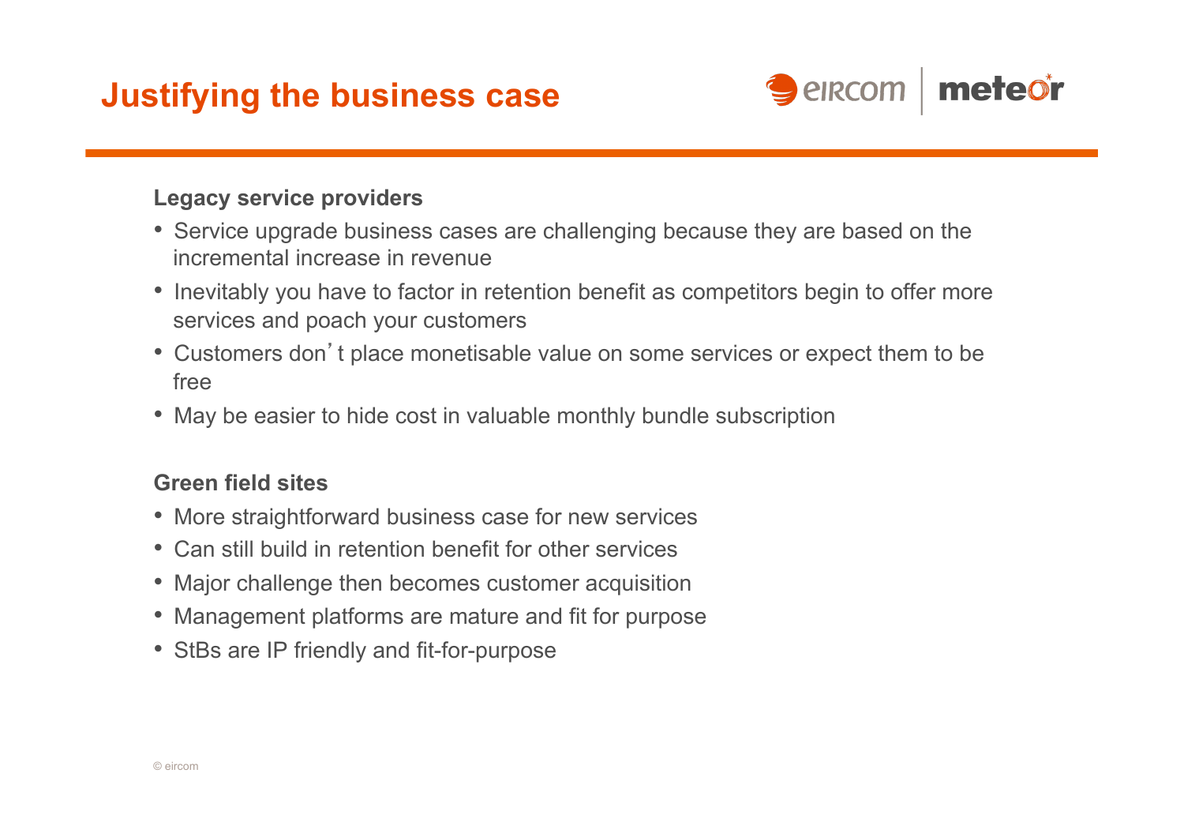# Justifying the business case

**Legacy service providers**

- Service upgrade business cases are challenging because they are based on the incremental increase in revenue
- Inevitably you have to factor in retention benefit as competitors begin to offer more services and poach your customers
- Customers don't place monetisable value on some services or expect them to be free
- May be easier to hide cost in valuable monthly bundle subscription

**Green field sites**

- More straightforward business case for new services
- Can still build in retention benefit for other services
- Major challenge then becomes customer acquisition
- Management platforms are mature and fit for purpose
- StBs are IP friendly and fit-for-purpose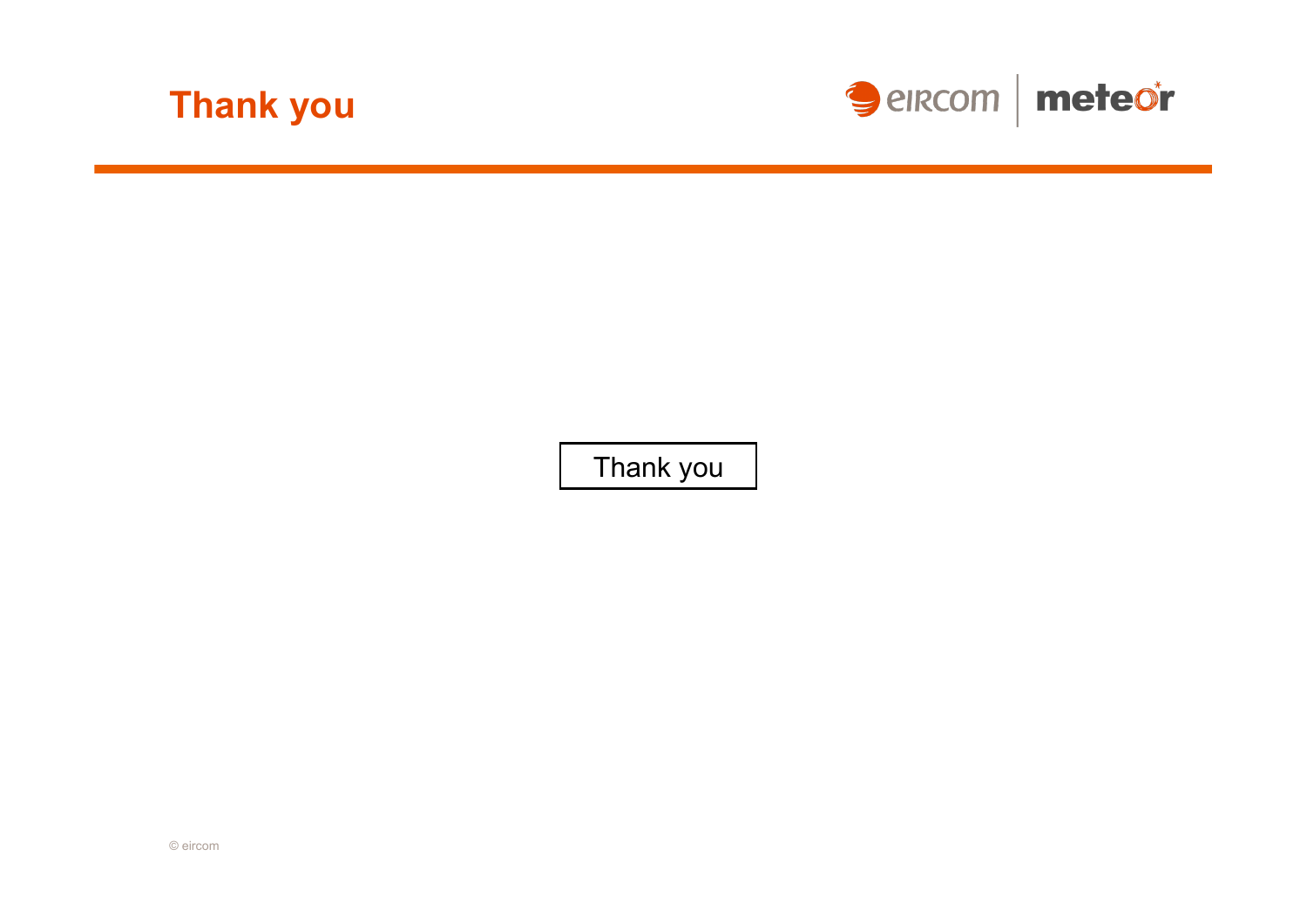# Thank you

Thank you

© eircom